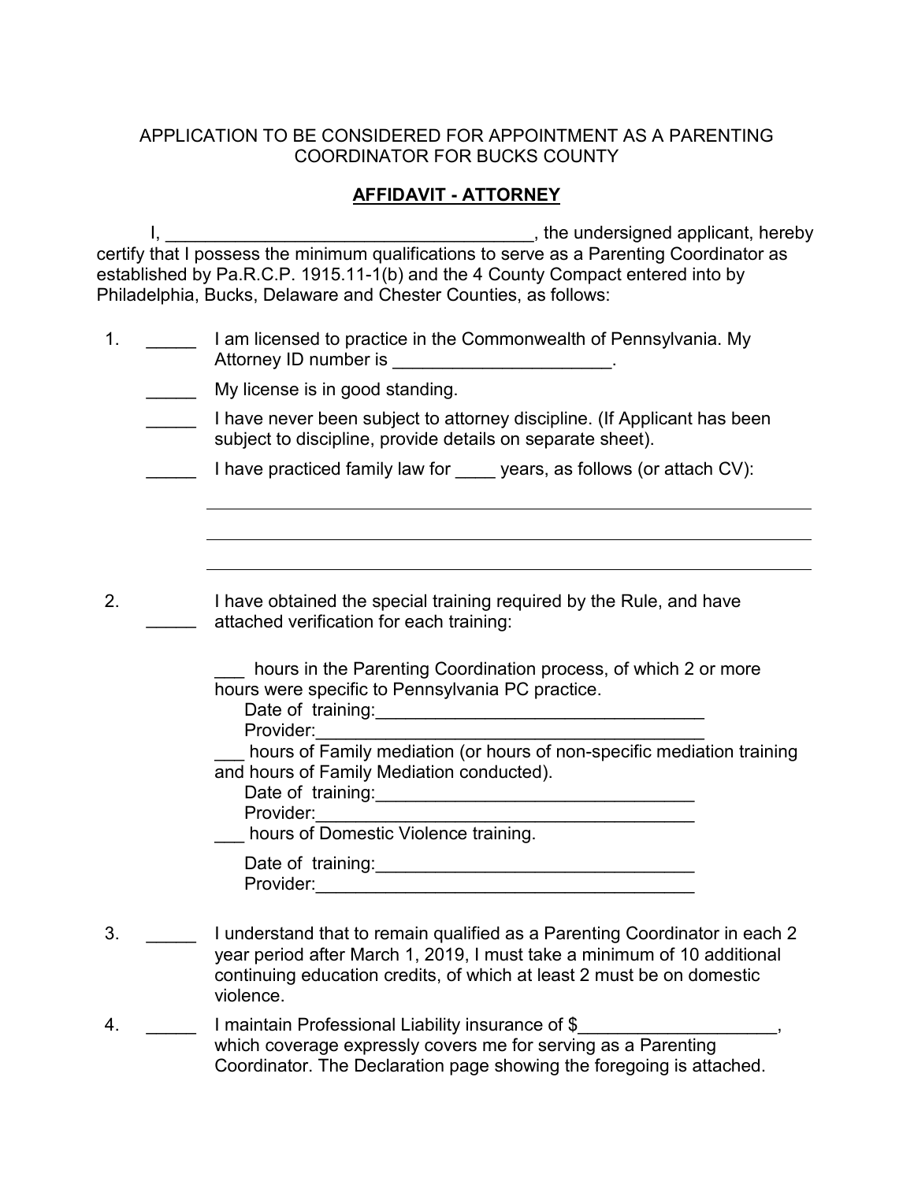APPLICATION TO BE CONSIDERED FOR APPOINTMENT AS A PARENTING COORDINATOR FOR BUCKS COUNTY

## AFFIDAVIT - ATTORNEY

I, _____________________________________, the undersigned applicant, hereby certify that I possess the minimum qualifications to serve as a Parenting Coordinator as established by Pa.R.C.P. 1915.11-1(b) and the 4 County Compact entered into by Philadelphia, Bucks, Delaware and Chester Counties, as follows:

1. _____ I am licensed to practice in the Commonwealth of Pennsylvania. My Attorney ID number is ______________________.

   _____ My license is in good standing.

   _____ I have never been subject to attorney discipline. (If Applicant has been subject to discipline, provide details on separate sheet).

   _____ I have practiced family law for ____ years, as follows (or attach CV):

   ______________________________________________________________

   ______________________________________________________________

   ______________________________________________________________

2. _____ I have obtained the special training required by the Rule, and have attached verification for each training:

   ___ hours in the Parenting Coordination process, of which 2 or more hours were specific to Pennsylvania PC practice.
   Date of training:_________________________________
   Provider:_______________________________________

   ___ hours of Family mediation (or hours of non-specific mediation training and hours of Family Mediation conducted).
   Date of training:_________________________________
   Provider:_______________________________________

   ___ hours of Domestic Violence training.
   Date of training:_________________________________
   Provider:_______________________________________

3. _____ I understand that to remain qualified as a Parenting Coordinator in each 2 year period after March 1, 2019, I must take a minimum of 10 additional continuing education credits, of which at least 2 must be on domestic violence.

4. _____ I maintain Professional Liability insurance of $____________________, which coverage expressly covers me for serving as a Parenting Coordinator. The Declaration page showing the foregoing is attached.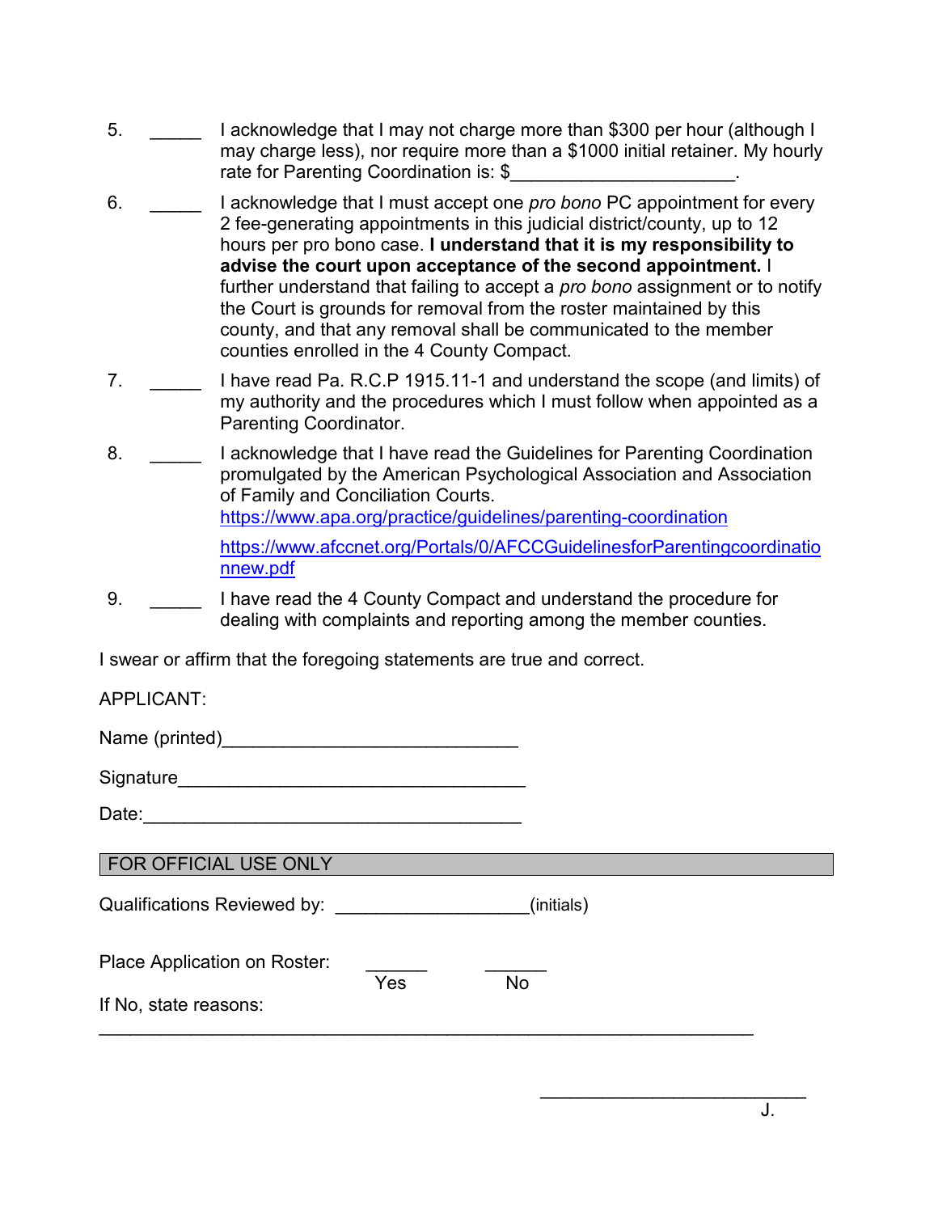5. _____ I acknowledge that I may not charge more than $300 per hour (although I may charge less), nor require more than a $1000 initial retainer. My hourly rate for Parenting Coordination is: $______________________.

6. _____ I acknowledge that I must accept one *pro bono* PC appointment for every 2 fee-generating appointments in this judicial district/county, up to 12 hours per pro bono case. **I understand that it is my responsibility to advise the court upon acceptance of the second appointment.** I further understand that failing to accept a *pro bono* assignment or to notify the Court is grounds for removal from the roster maintained by this county, and that any removal shall be communicated to the member counties enrolled in the 4 County Compact.

7. _____ I have read Pa. R.C.P 1915.11-1 and understand the scope (and limits) of my authority and the procedures which I must follow when appointed as a Parenting Coordinator.

8. _____ I acknowledge that I have read the Guidelines for Parenting Coordination promulgated by the American Psychological Association and Association of Family and Conciliation Courts.
   https://www.apa.org/practice/guidelines/parenting-coordination

   https://www.afccnet.org/Portals/0/AFCCGuidelinesforParentingcoordinationnew.pdf

9. _____ I have read the 4 County Compact and understand the procedure for dealing with complaints and reporting among the member counties.

I swear or affirm that the foregoing statements are true and correct.

APPLICANT:

Name (printed)______________________________

Signature___________________________________

Date:______________________________________

**FOR OFFICIAL USE ONLY**

Qualifications Reviewed by: ___________________(initials)

Place Application on Roster: ______ Yes ______ No

If No, state reasons:

_________________________________________________________________

_________________________ J.